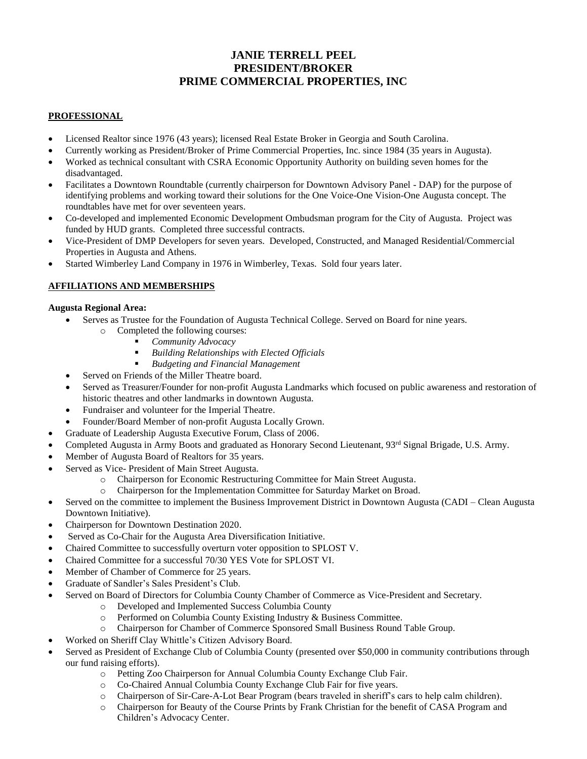# JANIE TERRELL PEEL
# PRESIDENT/BROKER
# PRIME COMMERCIAL PROPERTIES, INC

## PROFESSIONAL

- Licensed Realtor since 1976 (43 years); licensed Real Estate Broker in Georgia and South Carolina.
- Currently working as President/Broker of Prime Commercial Properties, Inc. since 1984 (35 years in Augusta).
- Worked as technical consultant with CSRA Economic Opportunity Authority on building seven homes for the disadvantaged.
- Facilitates a Downtown Roundtable (currently chairperson for Downtown Advisory Panel - DAP) for the purpose of identifying problems and working toward their solutions for the One Voice-One Vision-One Augusta concept. The roundtables have met for over seventeen years.
- Co-developed and implemented Economic Development Ombudsman program for the City of Augusta. Project was funded by HUD grants. Completed three successful contracts.
- Vice-President of DMP Developers for seven years. Developed, Constructed, and Managed Residential/Commercial Properties in Augusta and Athens.
- Started Wimberley Land Company in 1976 in Wimberley, Texas. Sold four years later.

## AFFILIATIONS AND MEMBERSHIPS

**Augusta Regional Area:**

- Serves as Trustee for the Foundation of Augusta Technical College. Served on Board for nine years.
  - Completed the following courses:
    - *Community Advocacy*
    - *Building Relationships with Elected Officials*
    - *Budgeting and Financial Management*
- Served on Friends of the Miller Theatre board.
- Served as Treasurer/Founder for non-profit Augusta Landmarks which focused on public awareness and restoration of historic theatres and other landmarks in downtown Augusta.
- Fundraiser and volunteer for the Imperial Theatre.
- Founder/Board Member of non-profit Augusta Locally Grown.
- Graduate of Leadership Augusta Executive Forum, Class of 2006.
- Completed Augusta in Army Boots and graduated as Honorary Second Lieutenant, 93rd Signal Brigade, U.S. Army.
- Member of Augusta Board of Realtors for 35 years.
- Served as Vice- President of Main Street Augusta.
  - Chairperson for Economic Restructuring Committee for Main Street Augusta.
  - Chairperson for the Implementation Committee for Saturday Market on Broad.
- Served on the committee to implement the Business Improvement District in Downtown Augusta (CADI – Clean Augusta Downtown Initiative).
- Chairperson for Downtown Destination 2020.
- Served as Co-Chair for the Augusta Area Diversification Initiative.
- Chaired Committee to successfully overturn voter opposition to SPLOST V.
- Chaired Committee for a successful 70/30 YES Vote for SPLOST VI.
- Member of Chamber of Commerce for 25 years.
- Graduate of Sandler's Sales President's Club.
- Served on Board of Directors for Columbia County Chamber of Commerce as Vice-President and Secretary.
  - Developed and Implemented Success Columbia County
  - Performed on Columbia County Existing Industry & Business Committee.
  - Chairperson for Chamber of Commerce Sponsored Small Business Round Table Group.
- Worked on Sheriff Clay Whittle's Citizen Advisory Board.
- Served as President of Exchange Club of Columbia County (presented over $50,000 in community contributions through our fund raising efforts).
  - Petting Zoo Chairperson for Annual Columbia County Exchange Club Fair.
  - Co-Chaired Annual Columbia County Exchange Club Fair for five years.
  - Chairperson of Sir-Care-A-Lot Bear Program (bears traveled in sheriff's cars to help calm children).
  - Chairperson for Beauty of the Course Prints by Frank Christian for the benefit of CASA Program and Children's Advocacy Center.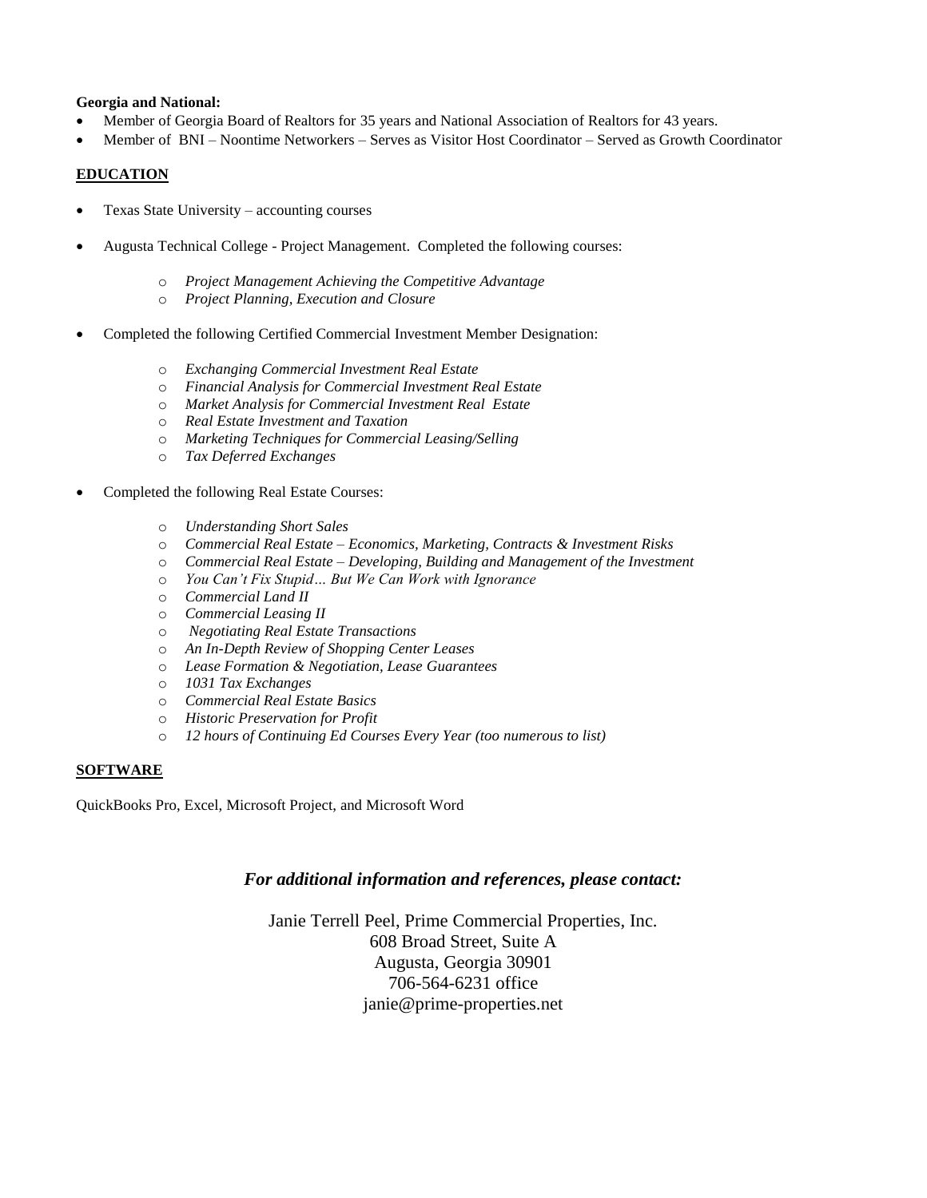**Georgia and National:**

- Member of Georgia Board of Realtors for 35 years and National Association of Realtors for 43 years.
- Member of BNI – Noontime Networkers – Serves as Visitor Host Coordinator – Served as Growth Coordinator

## EDUCATION

- Texas State University – accounting courses
- Augusta Technical College - Project Management. Completed the following courses:
  - *Project Management Achieving the Competitive Advantage*
  - *Project Planning, Execution and Closure*
- Completed the following Certified Commercial Investment Member Designation:
  - *Exchanging Commercial Investment Real Estate*
  - *Financial Analysis for Commercial Investment Real Estate*
  - *Market Analysis for Commercial Investment Real Estate*
  - *Real Estate Investment and Taxation*
  - *Marketing Techniques for Commercial Leasing/Selling*
  - *Tax Deferred Exchanges*
- Completed the following Real Estate Courses:
  - *Understanding Short Sales*
  - *Commercial Real Estate – Economics, Marketing, Contracts & Investment Risks*
  - *Commercial Real Estate – Developing, Building and Management of the Investment*
  - *You Can't Fix Stupid… But We Can Work with Ignorance*
  - *Commercial Land II*
  - *Commercial Leasing II*
  - *Negotiating Real Estate Transactions*
  - *An In-Depth Review of Shopping Center Leases*
  - *Lease Formation & Negotiation, Lease Guarantees*
  - *1031 Tax Exchanges*
  - *Commercial Real Estate Basics*
  - *Historic Preservation for Profit*
  - *12 hours of Continuing Ed Courses Every Year (too numerous to list)*

## SOFTWARE

QuickBooks Pro, Excel, Microsoft Project, and Microsoft Word

***For additional information and references, please contact:***

Janie Terrell Peel, Prime Commercial Properties, Inc.
608 Broad Street, Suite A
Augusta, Georgia 30901
706-564-6231 office
janie@prime-properties.net